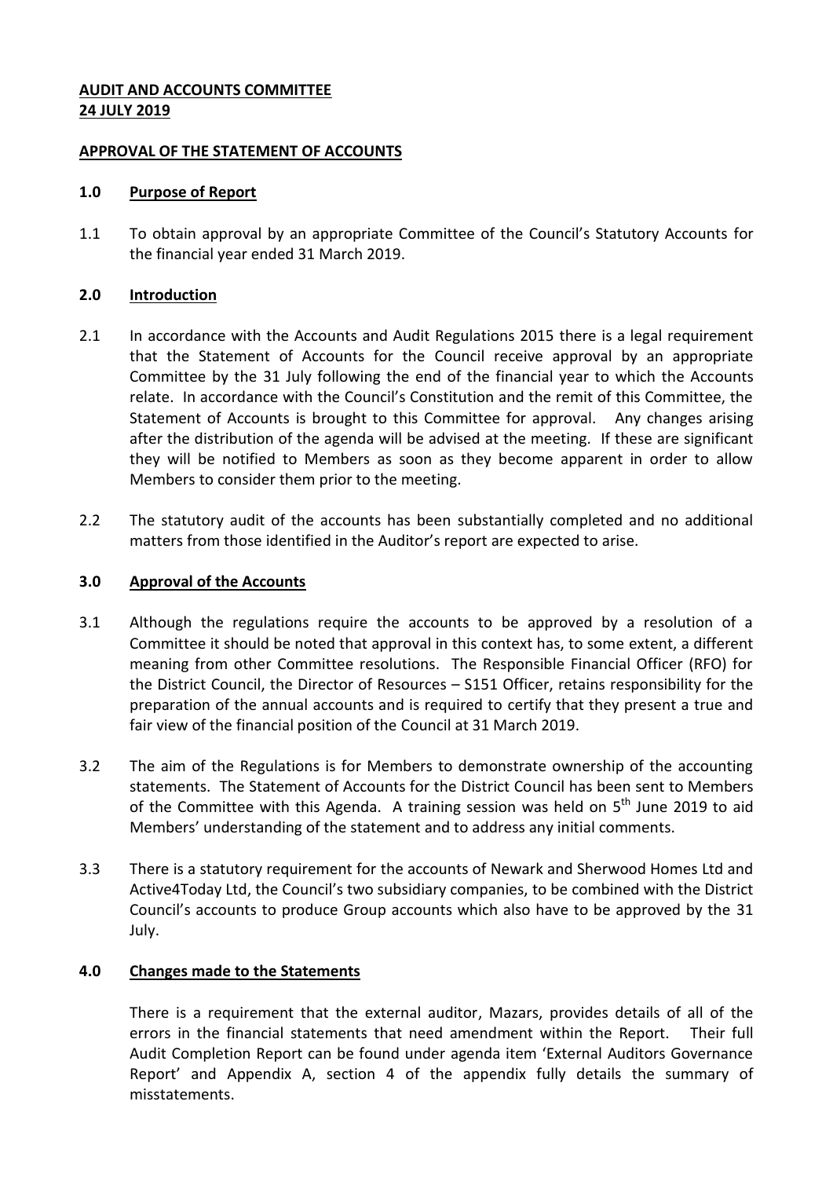**AUDIT AND ACCOUNTS COMMITTEE**
**24 JULY 2019**

**APPROVAL OF THE STATEMENT OF ACCOUNTS**

## 1.0 Purpose of Report

1.1 To obtain approval by an appropriate Committee of the Council's Statutory Accounts for the financial year ended 31 March 2019.

## 2.0 Introduction

2.1 In accordance with the Accounts and Audit Regulations 2015 there is a legal requirement that the Statement of Accounts for the Council receive approval by an appropriate Committee by the 31 July following the end of the financial year to which the Accounts relate. In accordance with the Council's Constitution and the remit of this Committee, the Statement of Accounts is brought to this Committee for approval. Any changes arising after the distribution of the agenda will be advised at the meeting. If these are significant they will be notified to Members as soon as they become apparent in order to allow Members to consider them prior to the meeting.

2.2 The statutory audit of the accounts has been substantially completed and no additional matters from those identified in the Auditor's report are expected to arise.

## 3.0 Approval of the Accounts

3.1 Although the regulations require the accounts to be approved by a resolution of a Committee it should be noted that approval in this context has, to some extent, a different meaning from other Committee resolutions. The Responsible Financial Officer (RFO) for the District Council, the Director of Resources – S151 Officer, retains responsibility for the preparation of the annual accounts and is required to certify that they present a true and fair view of the financial position of the Council at 31 March 2019.

3.2 The aim of the Regulations is for Members to demonstrate ownership of the accounting statements. The Statement of Accounts for the District Council has been sent to Members of the Committee with this Agenda. A training session was held on 5th June 2019 to aid Members' understanding of the statement and to address any initial comments.

3.3 There is a statutory requirement for the accounts of Newark and Sherwood Homes Ltd and Active4Today Ltd, the Council's two subsidiary companies, to be combined with the District Council's accounts to produce Group accounts which also have to be approved by the 31 July.

## 4.0 Changes made to the Statements

There is a requirement that the external auditor, Mazars, provides details of all of the errors in the financial statements that need amendment within the Report. Their full Audit Completion Report can be found under agenda item 'External Auditors Governance Report' and Appendix A, section 4 of the appendix fully details the summary of misstatements.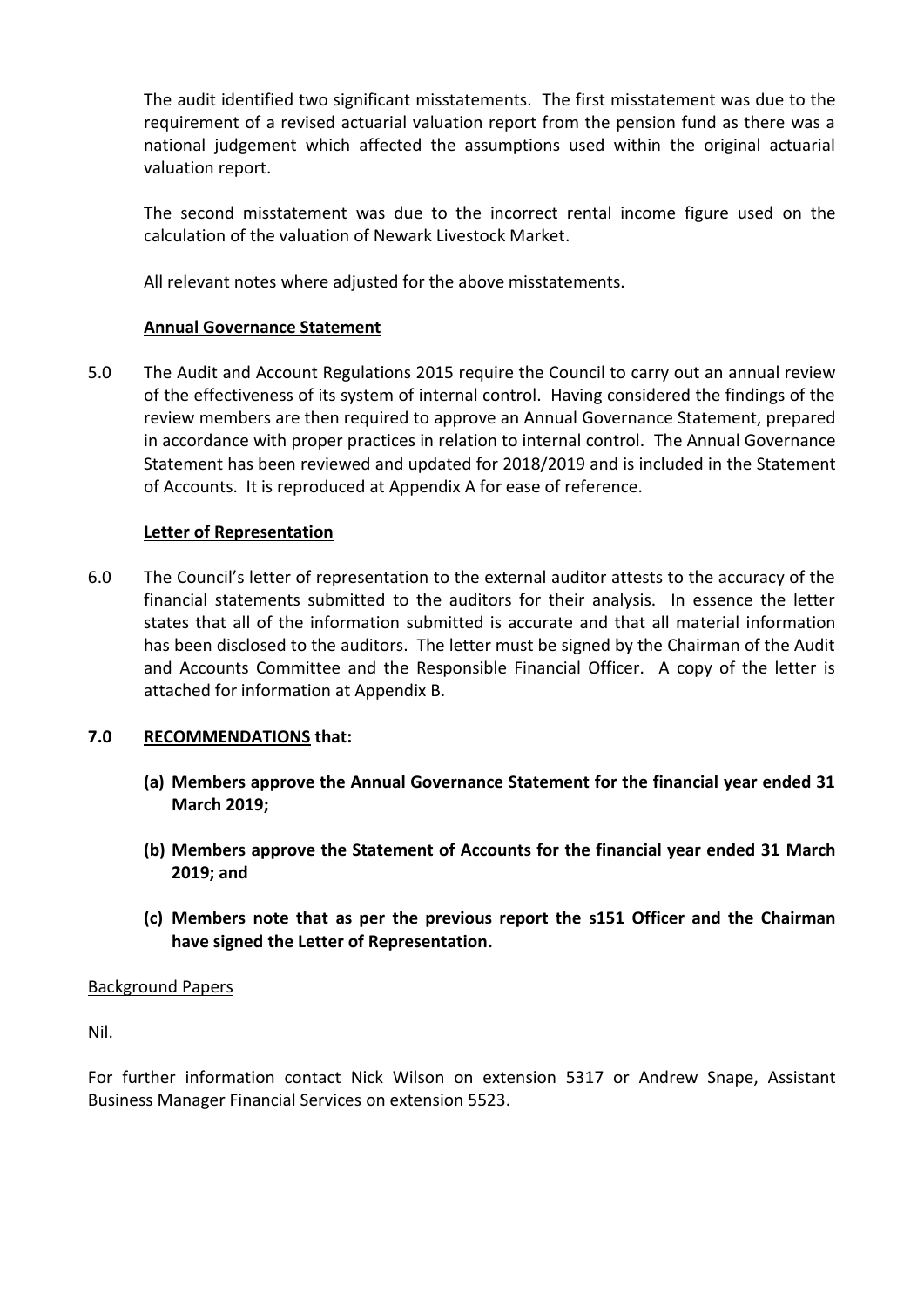The audit identified two significant misstatements. The first misstatement was due to the requirement of a revised actuarial valuation report from the pension fund as there was a national judgement which affected the assumptions used within the original actuarial valuation report.

The second misstatement was due to the incorrect rental income figure used on the calculation of the valuation of Newark Livestock Market.

All relevant notes where adjusted for the above misstatements.

**Annual Governance Statement**

5.0 The Audit and Account Regulations 2015 require the Council to carry out an annual review of the effectiveness of its system of internal control. Having considered the findings of the review members are then required to approve an Annual Governance Statement, prepared in accordance with proper practices in relation to internal control. The Annual Governance Statement has been reviewed and updated for 2018/2019 and is included in the Statement of Accounts. It is reproduced at Appendix A for ease of reference.

**Letter of Representation**

6.0 The Council's letter of representation to the external auditor attests to the accuracy of the financial statements submitted to the auditors for their analysis. In essence the letter states that all of the information submitted is accurate and that all material information has been disclosed to the auditors. The letter must be signed by the Chairman of the Audit and Accounts Committee and the Responsible Financial Officer. A copy of the letter is attached for information at Appendix B.

**7.0 RECOMMENDATIONS that:**

**(a) Members approve the Annual Governance Statement for the financial year ended 31 March 2019;**

**(b) Members approve the Statement of Accounts for the financial year ended 31 March 2019; and**

**(c) Members note that as per the previous report the s151 Officer and the Chairman have signed the Letter of Representation.**

Background Papers

Nil.

For further information contact Nick Wilson on extension 5317 or Andrew Snape, Assistant Business Manager Financial Services on extension 5523.